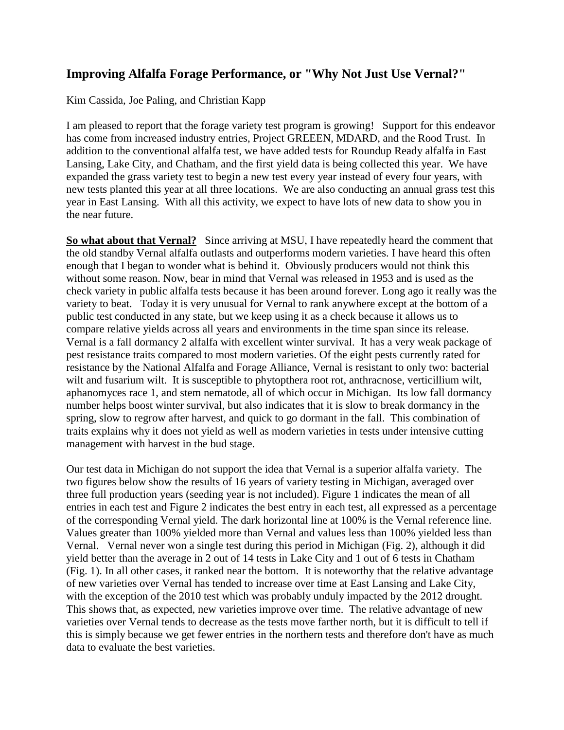## Improving Alfalfa Forage Performance, or "Why Not Just Use Vernal?"

Kim Cassida, Joe Paling, and Christian Kapp

I am pleased to report that the forage variety test program is growing! Support for this endeavor has come from increased industry entries, Project GREEEN, MDARD, and the Rood Trust. In addition to the conventional alfalfa test, we have added tests for Roundup Ready alfalfa in East Lansing, Lake City, and Chatham, and the first yield data is being collected this year. We have expanded the grass variety test to begin a new test every year instead of every four years, with new tests planted this year at all three locations. We are also conducting an annual grass test this year in East Lansing. With all this activity, we expect to have lots of new data to show you in the near future.

**So what about that Vernal?** Since arriving at MSU, I have repeatedly heard the comment that the old standby Vernal alfalfa outlasts and outperforms modern varieties. I have heard this often enough that I began to wonder what is behind it. Obviously producers would not think this without some reason. Now, bear in mind that Vernal was released in 1953 and is used as the check variety in public alfalfa tests because it has been around forever. Long ago it really was the variety to beat. Today it is very unusual for Vernal to rank anywhere except at the bottom of a public test conducted in any state, but we keep using it as a check because it allows us to compare relative yields across all years and environments in the time span since its release. Vernal is a fall dormancy 2 alfalfa with excellent winter survival. It has a very weak package of pest resistance traits compared to most modern varieties. Of the eight pests currently rated for resistance by the National Alfalfa and Forage Alliance, Vernal is resistant to only two: bacterial wilt and fusarium wilt. It is susceptible to phytopthera root rot, anthracnose, verticillium wilt, aphanomyces race 1, and stem nematode, all of which occur in Michigan. Its low fall dormancy number helps boost winter survival, but also indicates that it is slow to break dormancy in the spring, slow to regrow after harvest, and quick to go dormant in the fall. This combination of traits explains why it does not yield as well as modern varieties in tests under intensive cutting management with harvest in the bud stage.

Our test data in Michigan do not support the idea that Vernal is a superior alfalfa variety. The two figures below show the results of 16 years of variety testing in Michigan, averaged over three full production years (seeding year is not included). Figure 1 indicates the mean of all entries in each test and Figure 2 indicates the best entry in each test, all expressed as a percentage of the corresponding Vernal yield. The dark horizontal line at 100% is the Vernal reference line. Values greater than 100% yielded more than Vernal and values less than 100% yielded less than Vernal. Vernal never won a single test during this period in Michigan (Fig. 2), although it did yield better than the average in 2 out of 14 tests in Lake City and 1 out of 6 tests in Chatham (Fig. 1). In all other cases, it ranked near the bottom. It is noteworthy that the relative advantage of new varieties over Vernal has tended to increase over time at East Lansing and Lake City, with the exception of the 2010 test which was probably unduly impacted by the 2012 drought. This shows that, as expected, new varieties improve over time. The relative advantage of new varieties over Vernal tends to decrease as the tests move farther north, but it is difficult to tell if this is simply because we get fewer entries in the northern tests and therefore don't have as much data to evaluate the best varieties.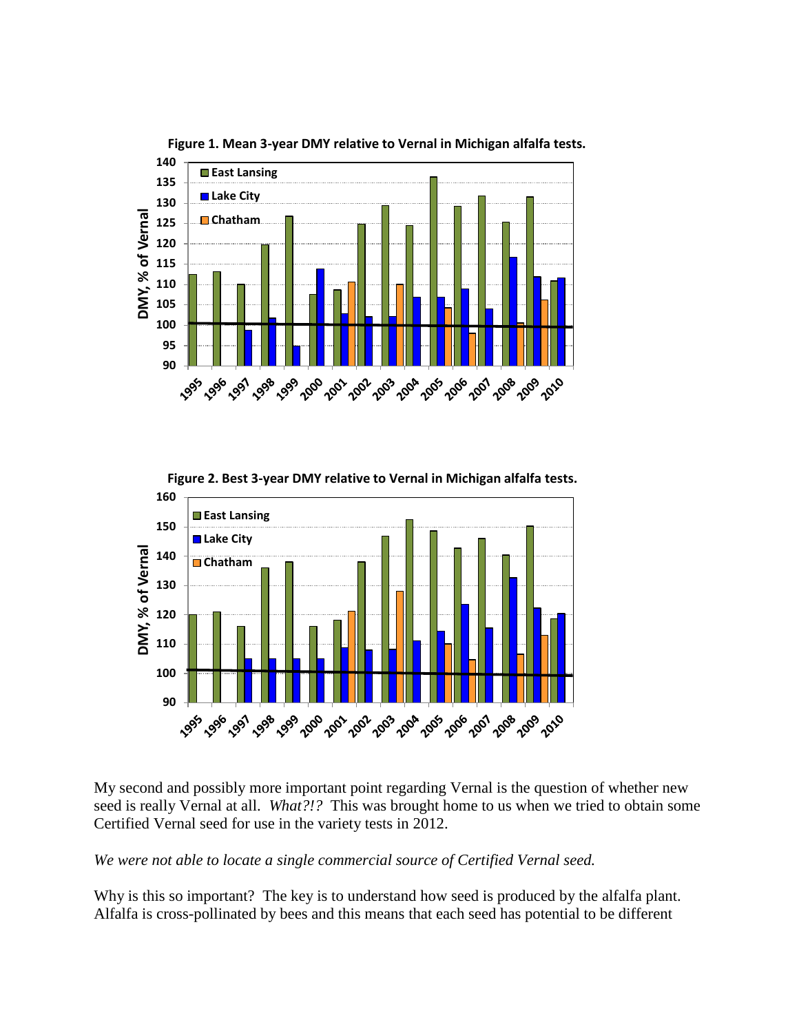**Figure 1. Mean 3-year DMY relative to Vernal in Michigan alfalfa tests.**

**Figure 2. Best 3-year DMY relative to Vernal in Michigan alfalfa tests.**

My second and possibly more important point regarding Vernal is the question of whether new seed is really Vernal at all. *What?!?* This was brought home to us when we tried to obtain some Certified Vernal seed for use in the variety tests in 2012.

*We were not able to locate a single commercial source of Certified Vernal seed.*

Why is this so important? The key is to understand how seed is produced by the alfalfa plant. Alfalfa is cross-pollinated by bees and this means that each seed has potential to be different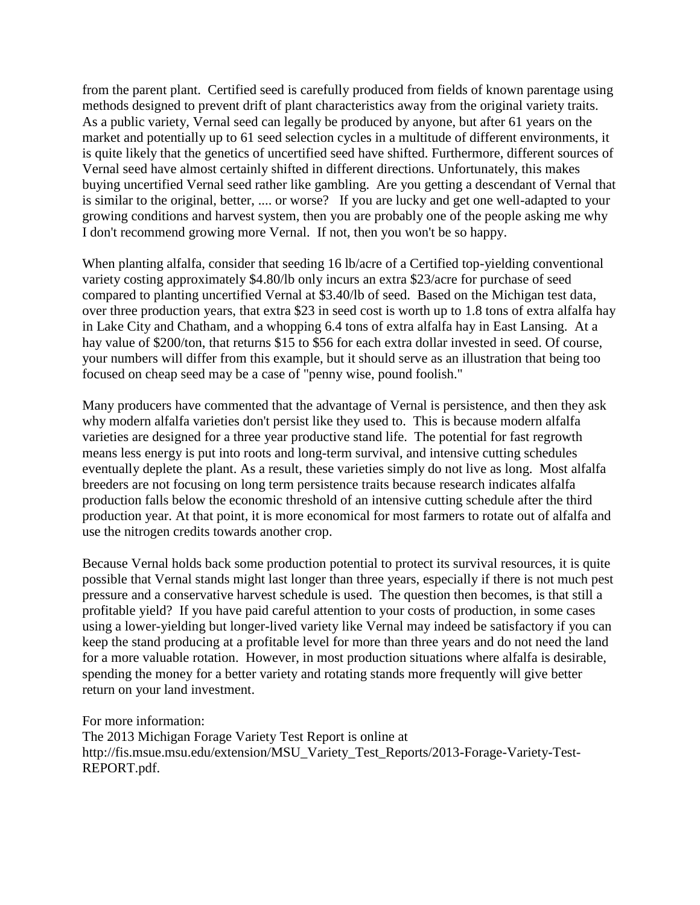from the parent plant. Certified seed is carefully produced from fields of known parentage using methods designed to prevent drift of plant characteristics away from the original variety traits. As a public variety, Vernal seed can legally be produced by anyone, but after 61 years on the market and potentially up to 61 seed selection cycles in a multitude of different environments, it is quite likely that the genetics of uncertified seed have shifted. Furthermore, different sources of Vernal seed have almost certainly shifted in different directions. Unfortunately, this makes buying uncertified Vernal seed rather like gambling. Are you getting a descendant of Vernal that is similar to the original, better, .... or worse? If you are lucky and get one well-adapted to your growing conditions and harvest system, then you are probably one of the people asking me why I don't recommend growing more Vernal. If not, then you won't be so happy.

When planting alfalfa, consider that seeding 16 lb/acre of a Certified top-yielding conventional variety costing approximately $4.80/lb only incurs an extra $23/acre for purchase of seed compared to planting uncertified Vernal at $3.40/lb of seed. Based on the Michigan test data, over three production years, that extra $23 in seed cost is worth up to 1.8 tons of extra alfalfa hay in Lake City and Chatham, and a whopping 6.4 tons of extra alfalfa hay in East Lansing. At a hay value of $200/ton, that returns $15 to $56 for each extra dollar invested in seed. Of course, your numbers will differ from this example, but it should serve as an illustration that being too focused on cheap seed may be a case of "penny wise, pound foolish."

Many producers have commented that the advantage of Vernal is persistence, and then they ask why modern alfalfa varieties don't persist like they used to. This is because modern alfalfa varieties are designed for a three year productive stand life. The potential for fast regrowth means less energy is put into roots and long-term survival, and intensive cutting schedules eventually deplete the plant. As a result, these varieties simply do not live as long. Most alfalfa breeders are not focusing on long term persistence traits because research indicates alfalfa production falls below the economic threshold of an intensive cutting schedule after the third production year. At that point, it is more economical for most farmers to rotate out of alfalfa and use the nitrogen credits towards another crop.

Because Vernal holds back some production potential to protect its survival resources, it is quite possible that Vernal stands might last longer than three years, especially if there is not much pest pressure and a conservative harvest schedule is used. The question then becomes, is that still a profitable yield? If you have paid careful attention to your costs of production, in some cases using a lower-yielding but longer-lived variety like Vernal may indeed be satisfactory if you can keep the stand producing at a profitable level for more than three years and do not need the land for a more valuable rotation. However, in most production situations where alfalfa is desirable, spending the money for a better variety and rotating stands more frequently will give better return on your land investment.

For more information:
The 2013 Michigan Forage Variety Test Report is online at http://fis.msue.msu.edu/extension/MSU_Variety_Test_Reports/2013-Forage-Variety-Test-REPORT.pdf.